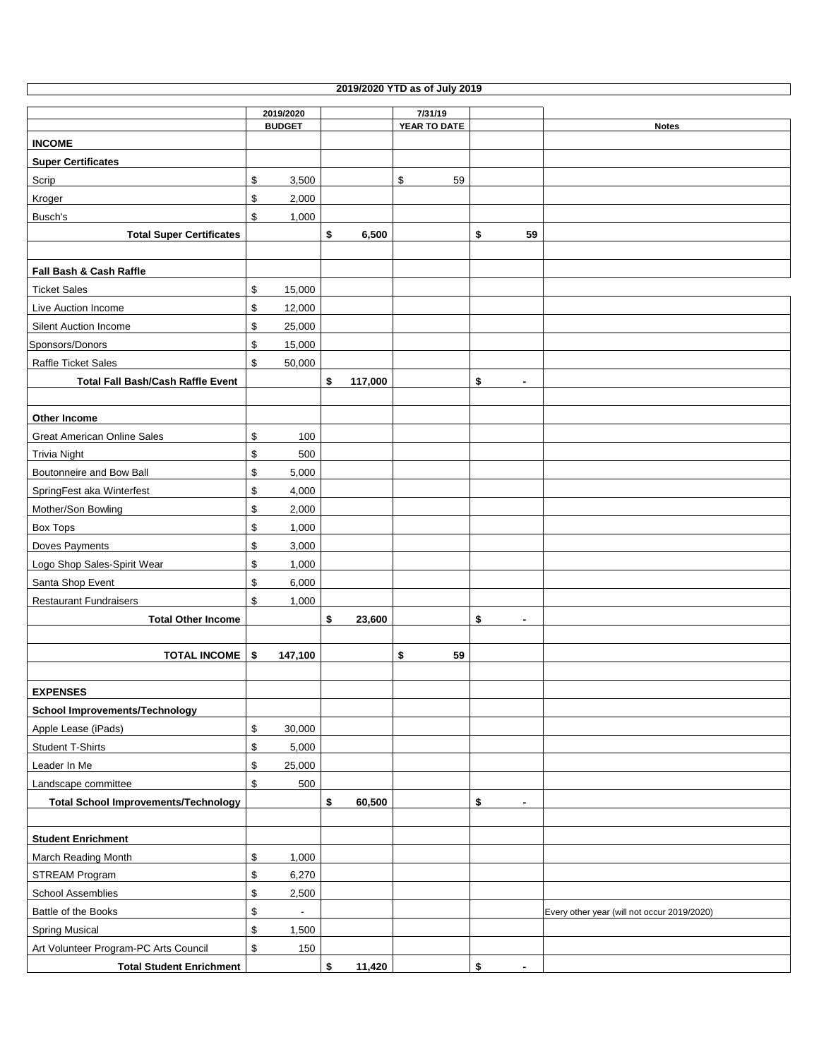| 2019/2020 YTD as of July 2019 | | | | | |
|---|---|---|---|---|---|
| | 2019/2020 BUDGET | | 7/31/19 YEAR TO DATE | | Notes |
| **INCOME** | | | | | |
| **Super Certificates** | | | | | |
| Scrip | $ 3,500 | | $ 59 | | |
| Kroger | $ 2,000 | | | | |
| Busch's | $ 1,000 | | | | |
| **Total Super Certificates** | | **$ 6,500** | | **$ 59** | |
| | | | | | |
| **Fall Bash & Cash Raffle** | | | | | |
| Ticket Sales | $ 15,000 | | | | |
| Live Auction Income | $ 12,000 | | | | |
| Silent Auction Income | $ 25,000 | | | | |
| Sponsors/Donors | $ 15,000 | | | | |
| Raffle Ticket Sales | $ 50,000 | | | | |
| **Total Fall Bash/Cash Raffle Event** | | **$ 117,000** | | **$ -** | |
| | | | | | |
| **Other Income** | | | | | |
| Great American Online Sales | $ 100 | | | | |
| Trivia Night | $ 500 | | | | |
| Boutonneire and Bow Ball | $ 5,000 | | | | |
| SpringFest aka Winterfest | $ 4,000 | | | | |
| Mother/Son Bowling | $ 2,000 | | | | |
| Box Tops | $ 1,000 | | | | |
| Doves Payments | $ 3,000 | | | | |
| Logo Shop Sales-Spirit Wear | $ 1,000 | | | | |
| Santa Shop Event | $ 6,000 | | | | |
| Restaurant Fundraisers | $ 1,000 | | | | |
| **Total Other Income** | | **$ 23,600** | | **$ -** | |
| | | | | | |
| **TOTAL INCOME** | **$ 147,100** | | **$ 59** | | |
| | | | | | |
| **EXPENSES** | | | | | |
| **School Improvements/Technology** | | | | | |
| Apple Lease (iPads) | $ 30,000 | | | | |
| Student T-Shirts | $ 5,000 | | | | |
| Leader In Me | $ 25,000 | | | | |
| Landscape committee | $ 500 | | | | |
| **Total School Improvements/Technology** | | **$ 60,500** | | **$ -** | |
| | | | | | |
| **Student Enrichment** | | | | | |
| March Reading Month | $ 1,000 | | | | |
| STREAM Program | $ 6,270 | | | | |
| School Assemblies | $ 2,500 | | | | |
| Battle of the Books | $ - | | | | Every other year (will not occur 2019/2020) |
| Spring Musical | $ 1,500 | | | | |
| Art Volunteer Program-PC Arts Council | $ 150 | | | | |
| **Total Student Enrichment** | | **$ 11,420** | | **$ -** | |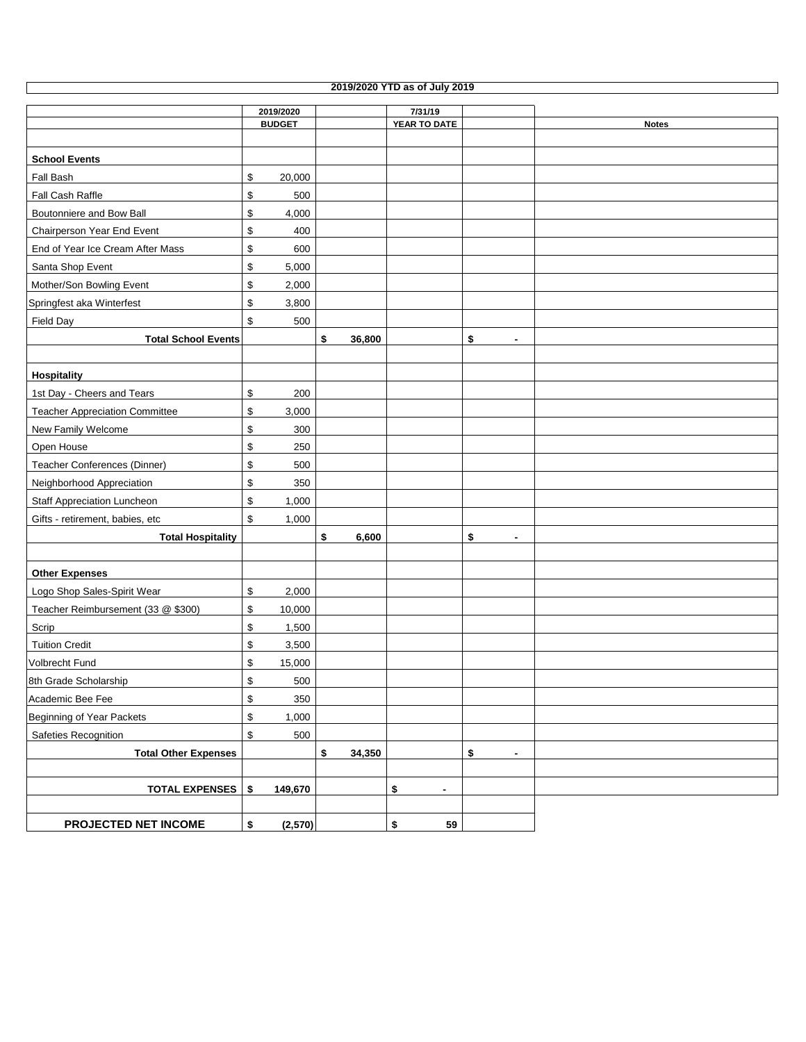**2019/2020 YTD as of July 2019**

| | 2019/2020 BUDGET | | 7/31/19 YEAR TO DATE | | Notes |
|---|---|---|---|---|---|
| | | | | | |
| **School Events** | | | | | |
| Fall Bash | $ 20,000 | | | | |
| Fall Cash Raffle | $ 500 | | | | |
| Boutonniere and Bow Ball | $ 4,000 | | | | |
| Chairperson Year End Event | $ 400 | | | | |
| End of Year Ice Cream After Mass | $ 600 | | | | |
| Santa Shop Event | $ 5,000 | | | | |
| Mother/Son Bowling Event | $ 2,000 | | | | |
| Springfest aka Winterfest | $ 3,800 | | | | |
| Field Day | $ 500 | | | | |
| **Total School Events** | | **$ 36,800** | | **$ -** | |
| | | | | | |
| **Hospitality** | | | | | |
| 1st Day - Cheers and Tears | $ 200 | | | | |
| Teacher Appreciation Committee | $ 3,000 | | | | |
| New Family Welcome | $ 300 | | | | |
| Open House | $ 250 | | | | |
| Teacher Conferences (Dinner) | $ 500 | | | | |
| Neighborhood Appreciation | $ 350 | | | | |
| Staff Appreciation Luncheon | $ 1,000 | | | | |
| Gifts - retirement, babies, etc | $ 1,000 | | | | |
| **Total Hospitality** | | **$ 6,600** | | **$ -** | |
| | | | | | |
| **Other Expenses** | | | | | |
| Logo Shop Sales-Spirit Wear | $ 2,000 | | | | |
| Teacher Reimbursement (33 @ $300) | $ 10,000 | | | | |
| Scrip | $ 1,500 | | | | |
| Tuition Credit | $ 3,500 | | | | |
| Volbrecht Fund | $ 15,000 | | | | |
| 8th Grade Scholarship | $ 500 | | | | |
| Academic Bee Fee | $ 350 | | | | |
| Beginning of Year Packets | $ 1,000 | | | | |
| Safeties Recognition | $ 500 | | | | |
| **Total Other Expenses** | | **$ 34,350** | | **$ -** | |
| | | | | | |
| **TOTAL EXPENSES** | **$ 149,670** | | **$ -** | | |
| | | | | | |
| **PROJECTED NET INCOME** | **$ (2,570)** | | **$ 59** | | |